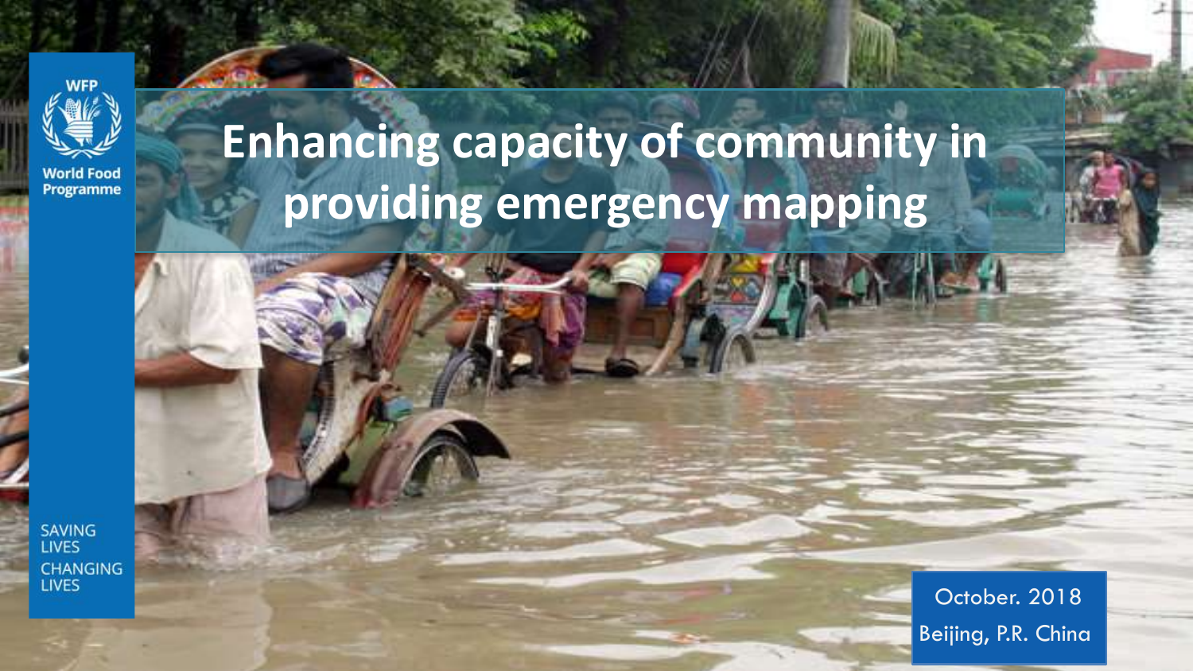WFP

World Food Programme

# Enhancing capacity of community in providing emergency mapping

SAVING LIVES CHANGING LIVES

October. 2018

Beijing, P.R. China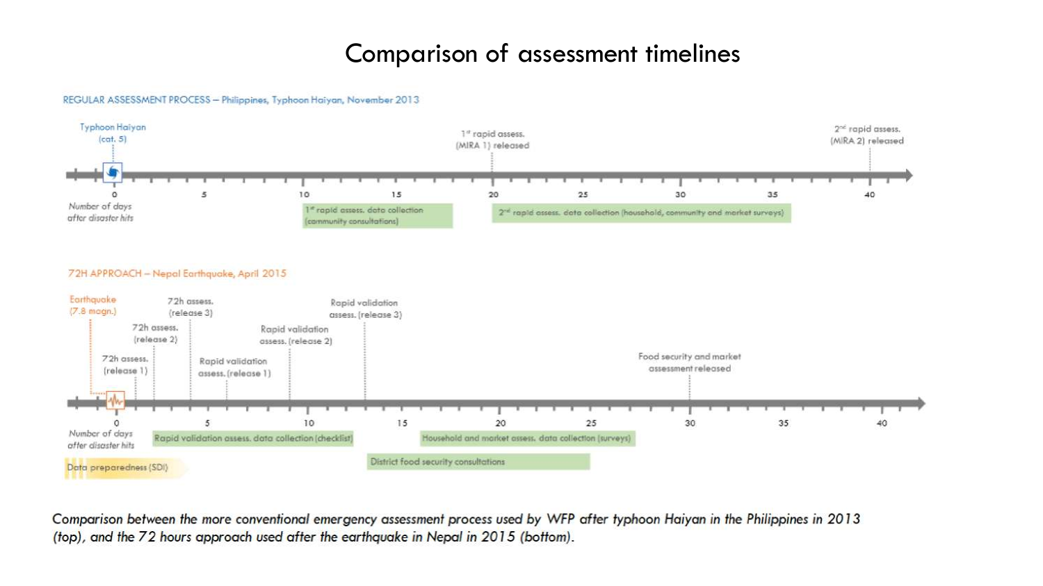# Comparison of assessment timelines

REGULAR ASSESSMENT PROCESS – Philippines, Typhoon Haiyan, November 2013

- Typhoon Haiyan (cat. 5) – day 0
- 1st rapid assess. data collection (community consultations) – days 10 to 18
- 1st rapid assess. (MIRA 1) released – day 20
- 2nd rapid assess. data collection (household, community and market surveys) – days 20 to 36
- 2nd rapid assess. (MIRA 2) released – day 40

Number of days after disaster hits: 0, 5, 10, 15, 20, 25, 30, 35, 40

72H APPROACH – Nepal Earthquake, April 2015

- Data preparedness (SDI) – before day 0
- Earthquake (7.8 magn.) – day 0
- 72h assess. (release 1)
- 72h assess. (release 2)
- 72h assess. (release 3)
- Rapid validation assess. data collection (checklist) – days 2 to 13
- Rapid validation assess. (release 1)
- Rapid validation assess. (release 2)
- Rapid validation assess. (release 3)
- District food security consultations – days 13 to 25
- Household and market assess. data collection (surveys) – days 16 to 27
- Food security and market assessment released – day 30

Number of days after disaster hits: 0, 5, 10, 15, 20, 25, 30, 35, 40

*Comparison between the more conventional emergency assessment process used by WFP after typhoon Haiyan in the Philippines in 2013 (top), and the 72 hours approach used after the earthquake in Nepal in 2015 (bottom).*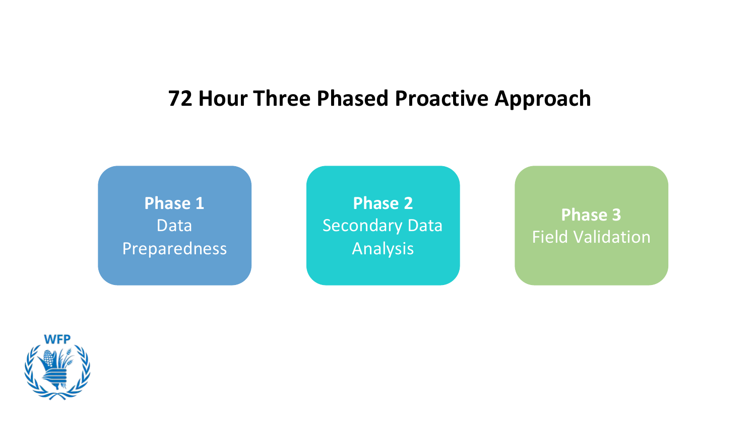# 72 Hour Three Phased Proactive Approach

**Phase 1**
Data Preparedness

**Phase 2**
Secondary Data Analysis

**Phase 3**
Field Validation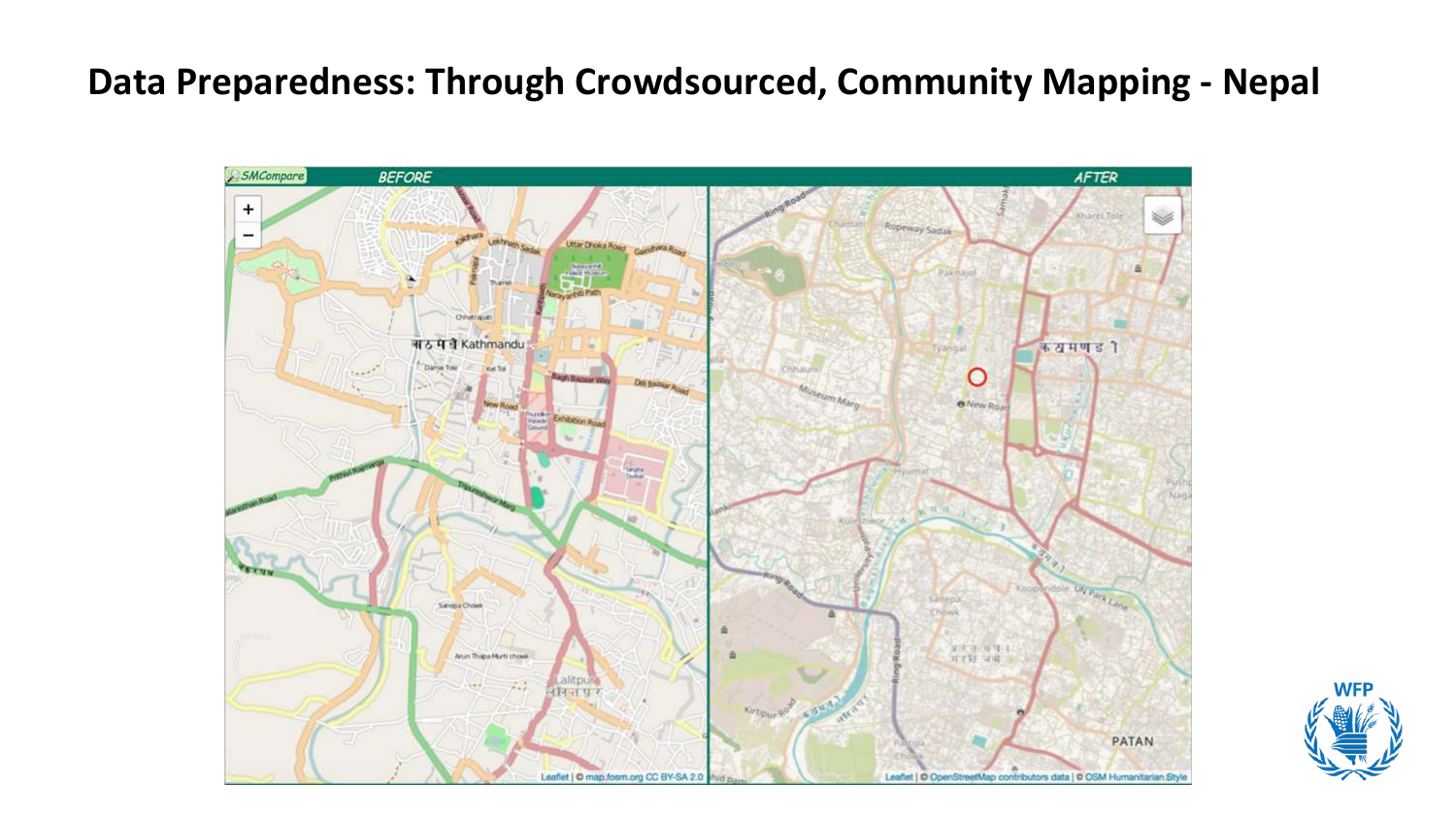# Data Preparedness: Through Crowdsourced, Community Mapping - Nepal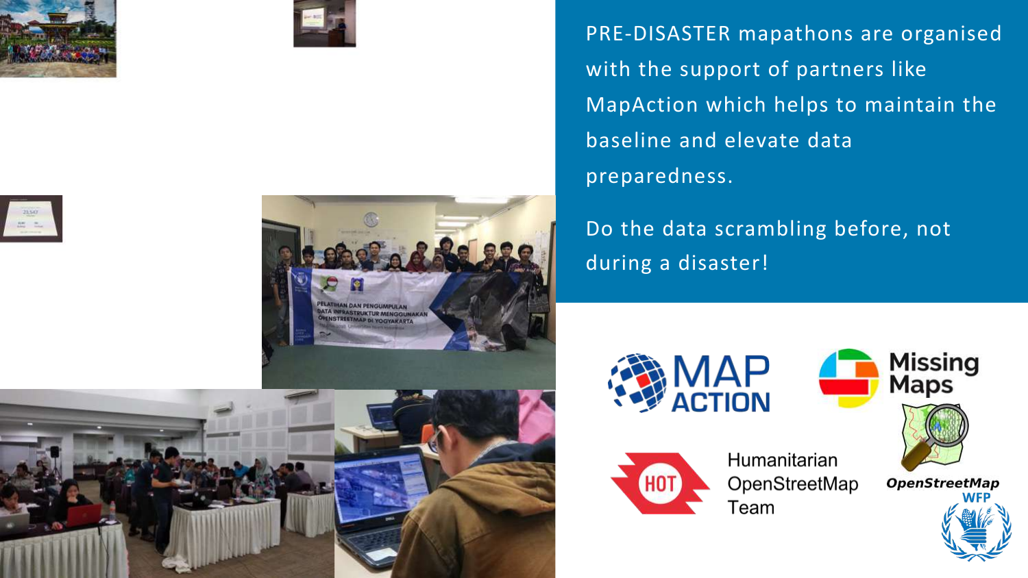PRE-DISASTER mapathons are organised with the support of partners like MapAction which helps to maintain the baseline and elevate data preparedness.

Do the data scrambling before, not during a disaster!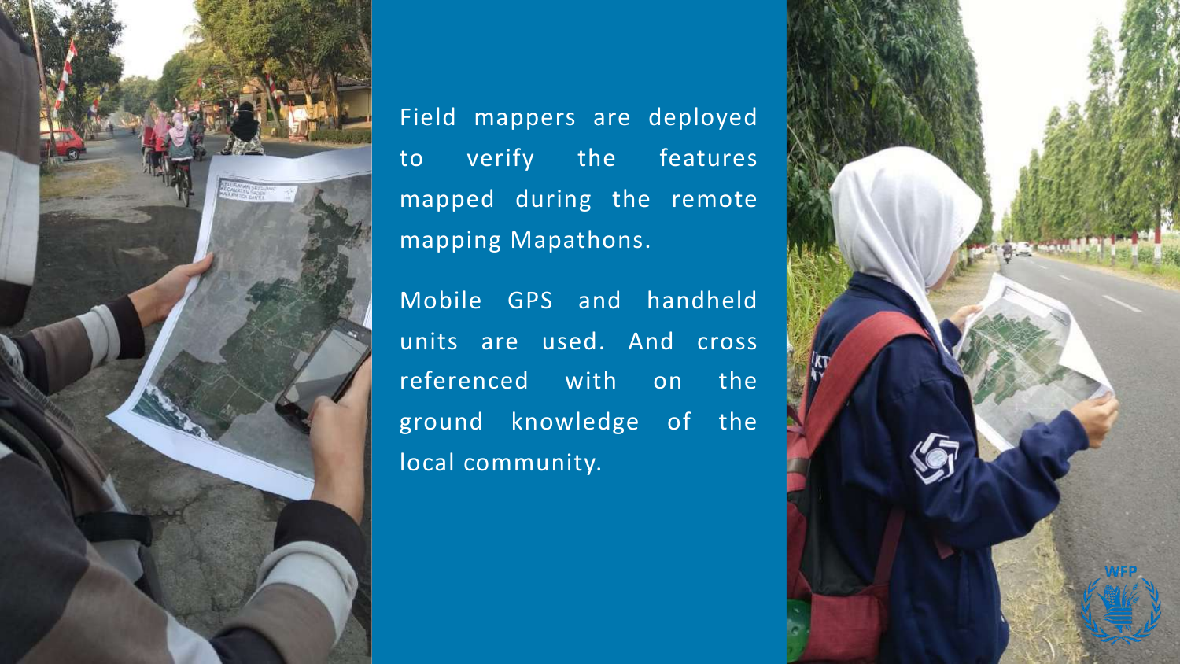Field mappers are deployed to verify the features mapped during the remote mapping Mapathons.

Mobile GPS and handheld units are used. And cross referenced with on the ground knowledge of the local community.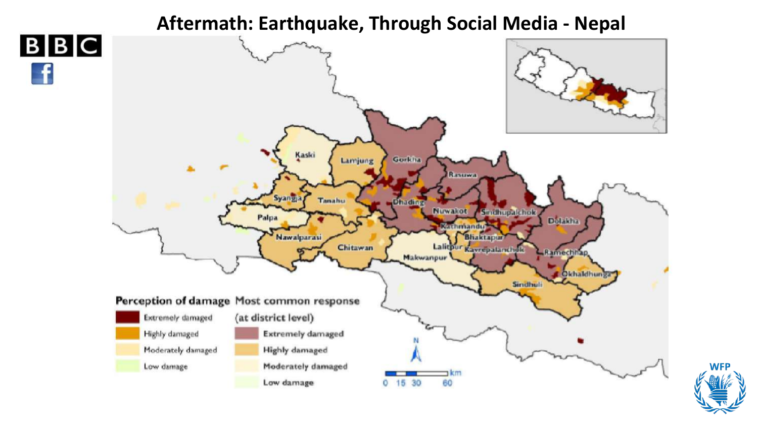# Aftermath: Earthquake, Through Social Media - Nepal

BBC

Kaski, Lamjung, Gorkha, Rasuwa, Syangja, Tanahu, Dhading, Nuwakot, Sindhupalchok, Dolakha, Palpa, Kathmandu, Bhaktapur, Nawalparasi, Chitawan, Lalitpur, Kavrepalanchok, Ramechhap, Makwanpur, Okhaldhunga, Sindhuli

**Perception of damage**

- Extremely damaged
- Highly damaged
- Moderately damaged
- Low damage

**Most common response (at district level)**

- Extremely damaged
- Highly damaged
- Moderately damaged
- Low damage

N

0 15 30 60 km

WFP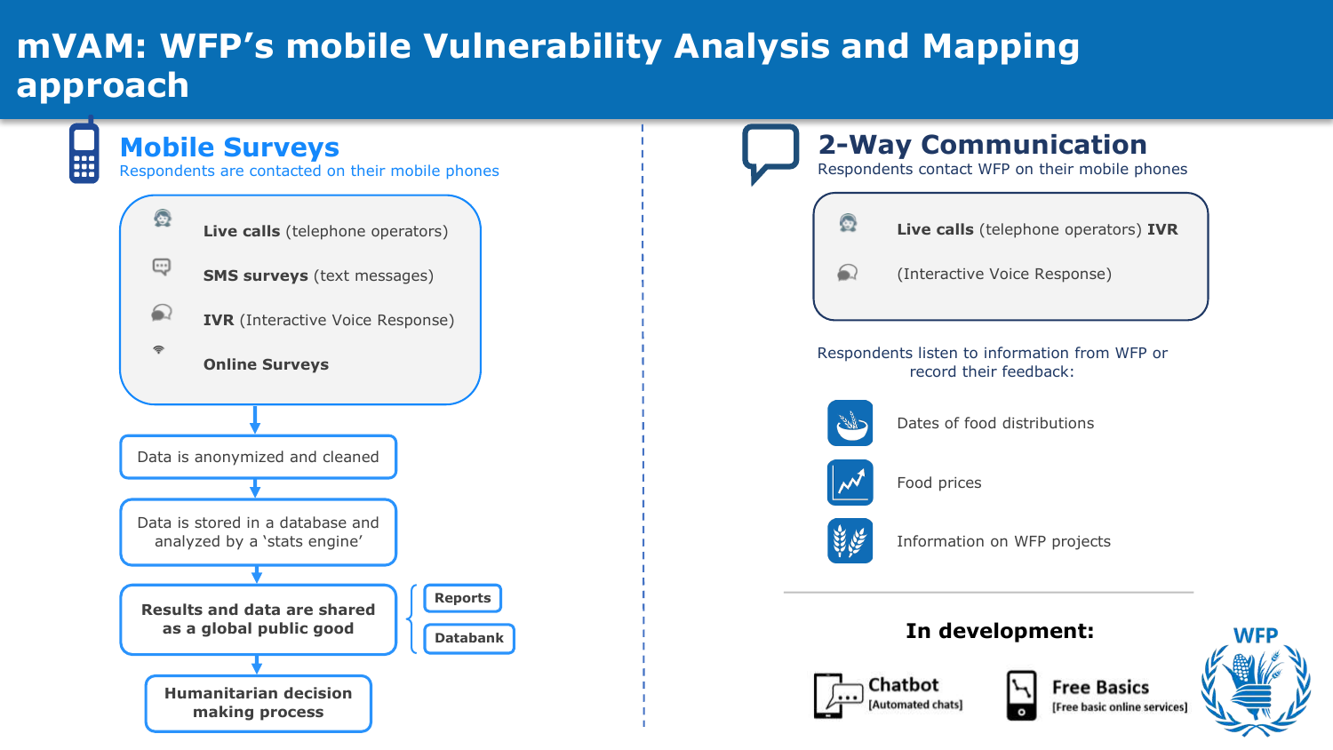# mVAM: WFP's mobile Vulnerability Analysis and Mapping approach

## Mobile Surveys

Respondents are contacted on their mobile phones

- **Live calls** (telephone operators)
- **SMS surveys** (text messages)
- **IVR** (Interactive Voice Response)
- **Online Surveys**

↓

Data is anonymized and cleaned

↓

Data is stored in a database and analyzed by a 'stats engine'

↓

**Results and data are shared as a global public good**
- **Reports**
- **Databank**

↓

**Humanitarian decision making process**

## 2-Way Communication

Respondents contact WFP on their mobile phones

- **Live calls** (telephone operators) **IVR**
- (Interactive Voice Response)

Respondents listen to information from WFP or record their feedback:

- Dates of food distributions
- Food prices
- Information on WFP projects

**In development:**

- **Chatbot** [Automated chats]
- **Free Basics** [Free basic online services]

WFP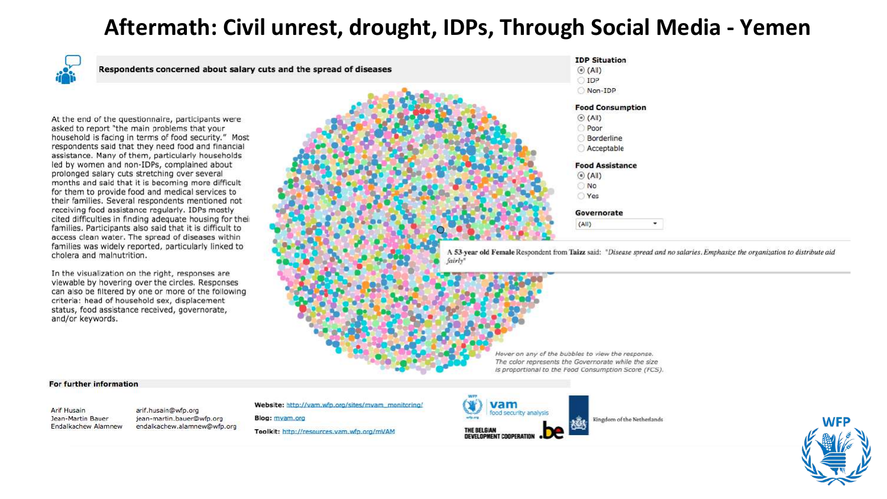# Aftermath: Civil unrest, drought, IDPs, Through Social Media - Yemen

**Respondents concerned about salary cuts and the spread of diseases**

At the end of the questionnaire, participants were asked to report "the main problems that your household is facing in terms of food security." Most respondents said that they need food and financial assistance. Many of them, particularly households led by women and non-IDPs, complained about prolonged salary cuts stretching over several months and said that it is becoming more difficult for them to provide food and medical services to their families. Several respondents mentioned not receiving food assistance regularly. IDPs mostly cited difficulties in finding adequate housing for their families. Participants also said that it is difficult to access clean water. The spread of diseases within families was widely reported, particularly linked to cholera and malnutrition.

In the visualization on the right, responses are viewable by hovering over the circles. Responses can also be filtered by one or more of the following criteria: head of household sex, displacement status, food assistance received, governorate, and/or keywords.

**IDP Situation**
- (All)
- IDP
- Non-IDP

**Food Consumption**
- (All)
- Poor
- Borderline
- Acceptable

**Food Assistance**
- (All)
- No
- Yes

**Governorate**
(All)

A **53-year old Female** Respondent from **Taizz** said: *"Disease spread and no salaries. Emphasize the organization to distribute aid fairly"*

*Hover on any of the bubbles to view the response. The color represents the Governorate while the size is proportional to the Food Consumption Score (FCS).*

**For further information**

| | |
|---|---|
| Arif Husain | arif.husain@wfp.org |
| Jean-Martin Bauer | jean-martin.bauer@wfp.org |
| Endalkachew Alamnew | endalkachew.alamnew@wfp.org |

**Website:** http://vam.wfp.org/sites/mvam_monitoring/

**Blog:** mvam.org

**Toolkit:** http://resources.vam.wfp.org/mVAM

vam food security analysis

THE BELGIAN DEVELOPMENT COOPERATION .be

Kingdom of the Netherlands

WFP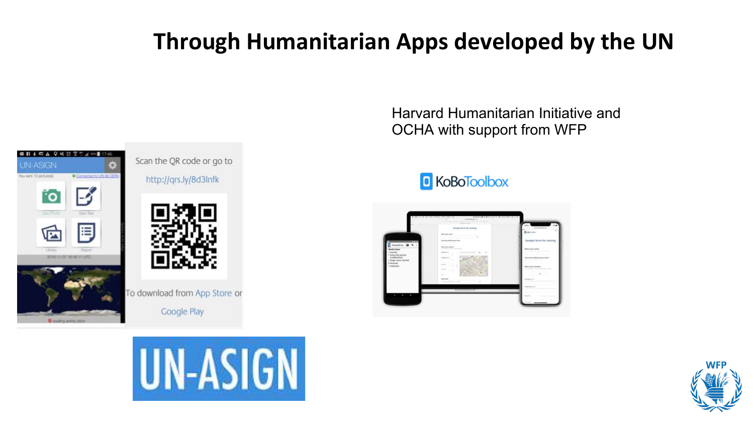# Through Humanitarian Apps developed by the UN

Scan the QR code or go to

http://qrs.ly/8d3lnfk

To download from App Store or Google Play

UN-ASIGN

Harvard Humanitarian Initiative and OCHA with support from WFP

KoBoToolbox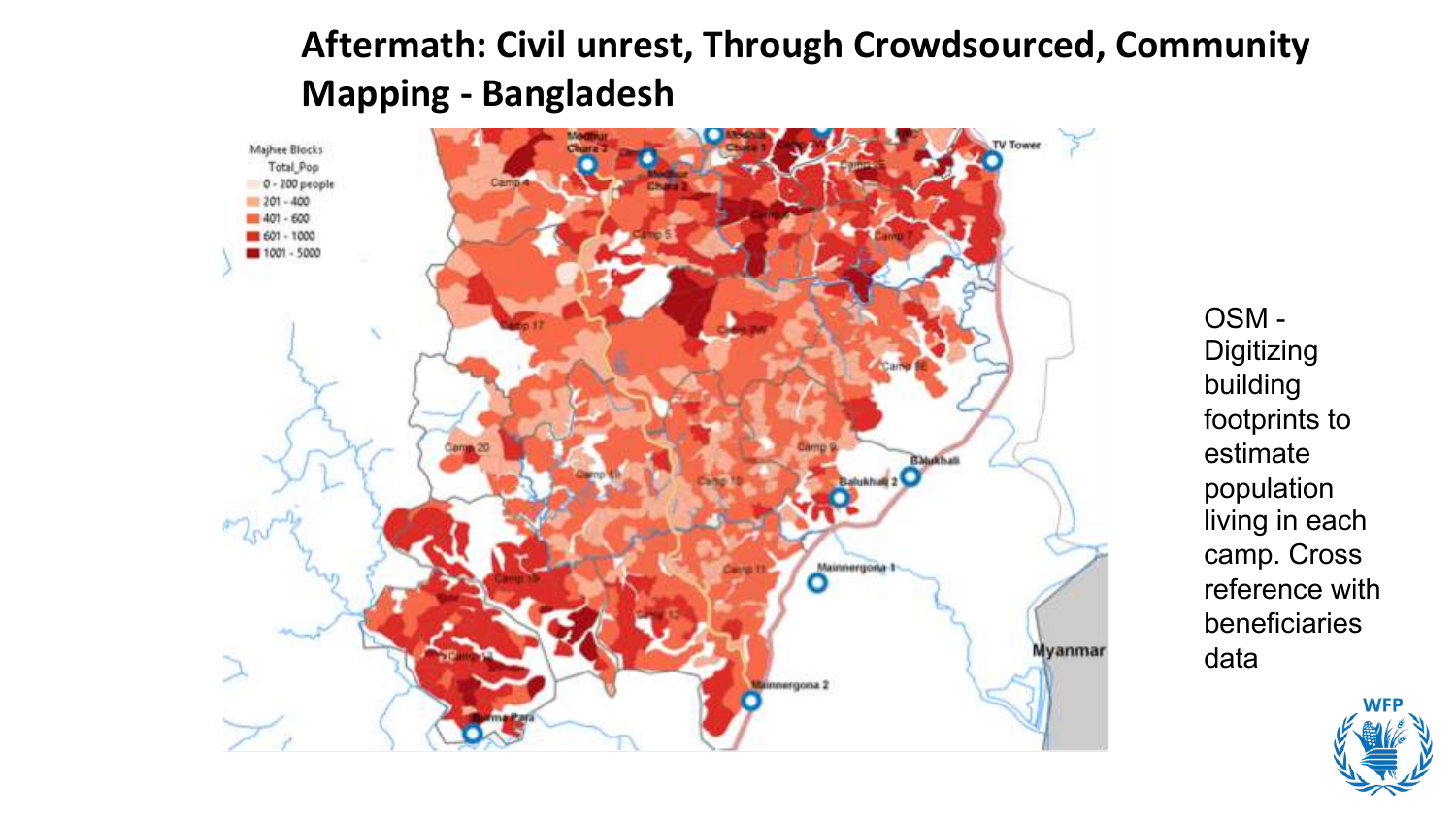# Aftermath: Civil unrest, Through Crowdsourced, Community Mapping - Bangladesh

OSM - Digitizing building footprints to estimate population living in each camp. Cross reference with beneficiaries data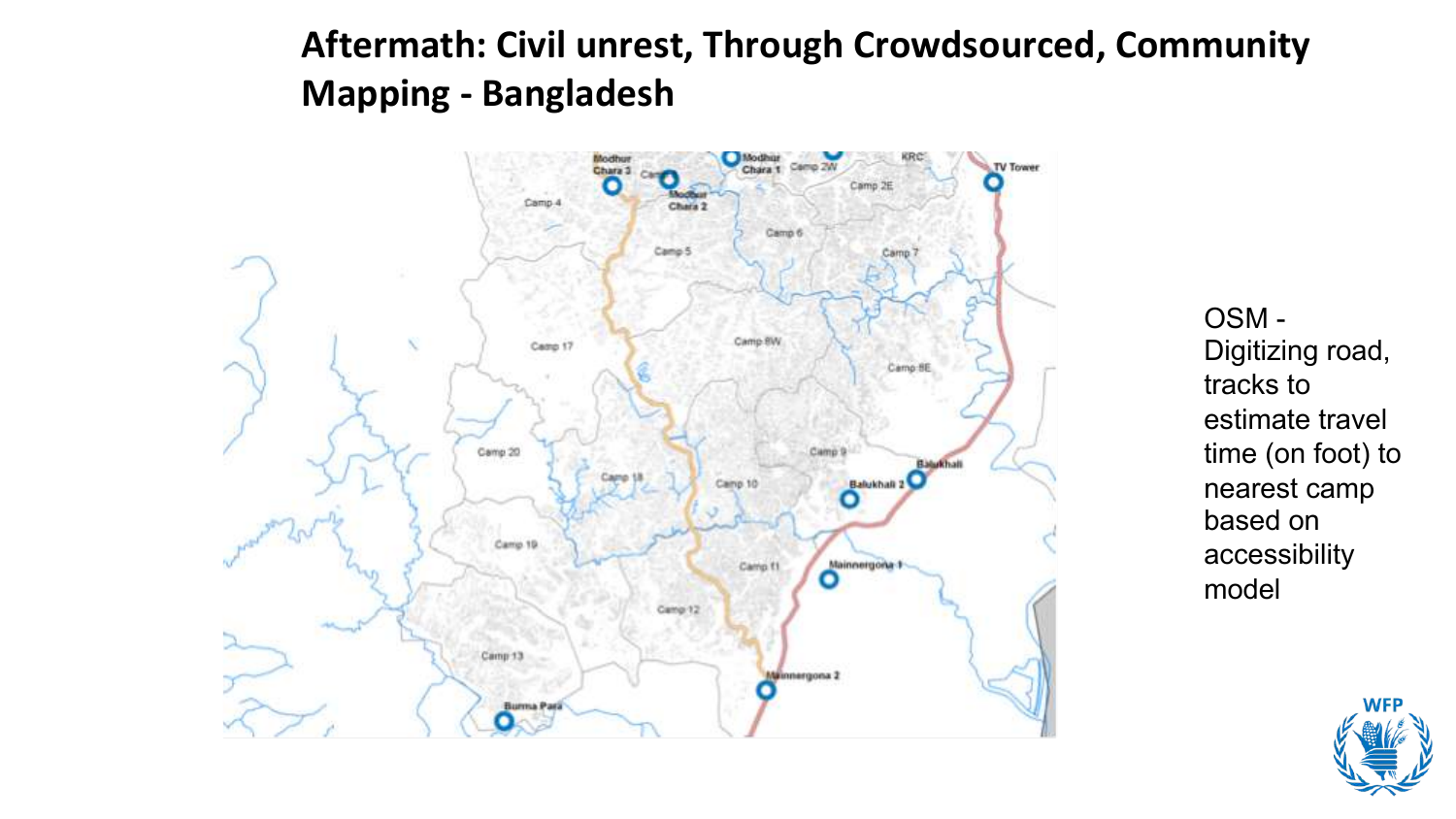# Aftermath: Civil unrest, Through Crowdsourced, Community Mapping - Bangladesh

OSM - Digitizing road, tracks to estimate travel time (on foot) to nearest camp based on accessibility model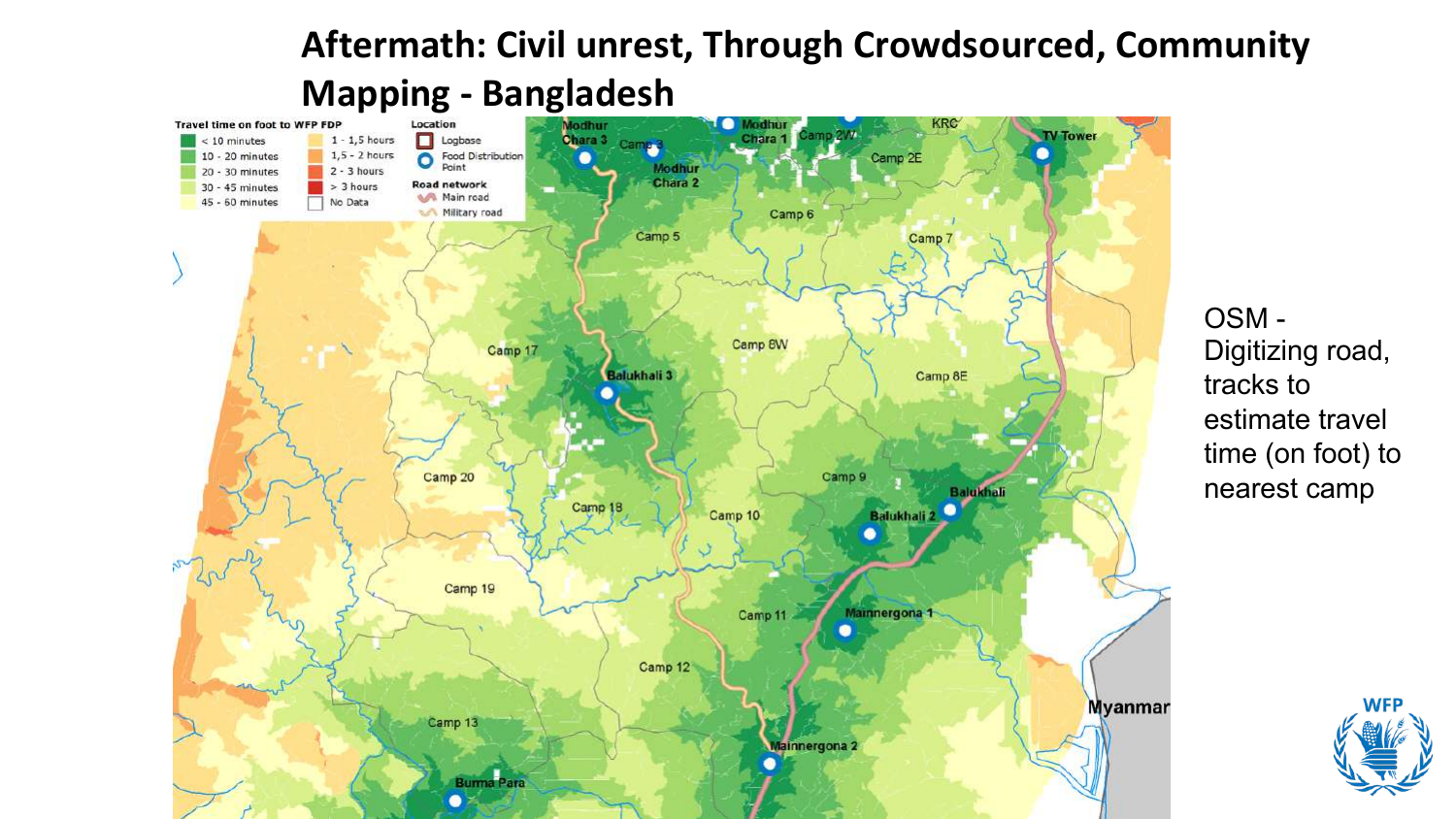# Aftermath: Civil unrest, Through Crowdsourced, Community Mapping - Bangladesh

OSM - Digitizing road, tracks to estimate travel time (on foot) to nearest camp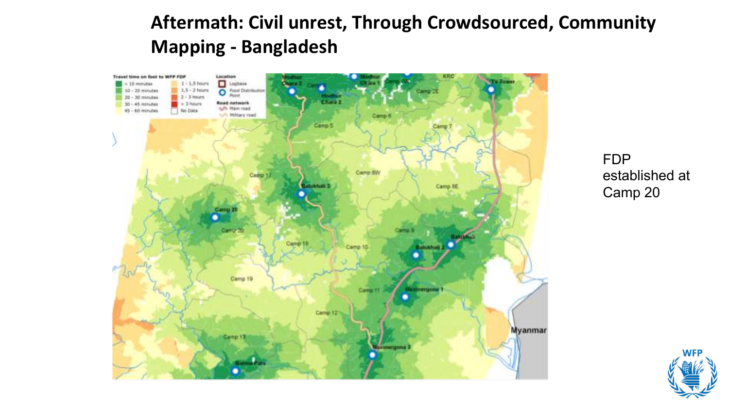# Aftermath: Civil unrest, Through Crowdsourced, Community Mapping - Bangladesh

Travel time on foot to WFP FDP
< 10 minutes
10 - 20 minutes
20 - 30 minutes
30 - 45 minutes
45 - 60 minutes
1 - 1,5 hours
1,5 - 2 hours
2 - 3 hours
> 3 hours
No Data

Location
Logbase
Food Distribution Point

Road network
Main road
Military road

Modhur Chara 3
Camp
Modhur Chara 1
Camp 9W
KRC
Modhur Chara 2
Camp 2E
TV Tower
Camp 6
Camp 5
Camp 7
Camp 17
Camp 8W
Balukhali 3
Camp 8E
Camp 20
Camp 20
Camp 9
Balukhali
Camp 18
Balukhali 2
Camp 10
Camp 19
Camp 11
Mainnergona 1
Camp 12
Myanmar
Camp 13
Mainnergona 2
Burma Para

FDP established at Camp 20